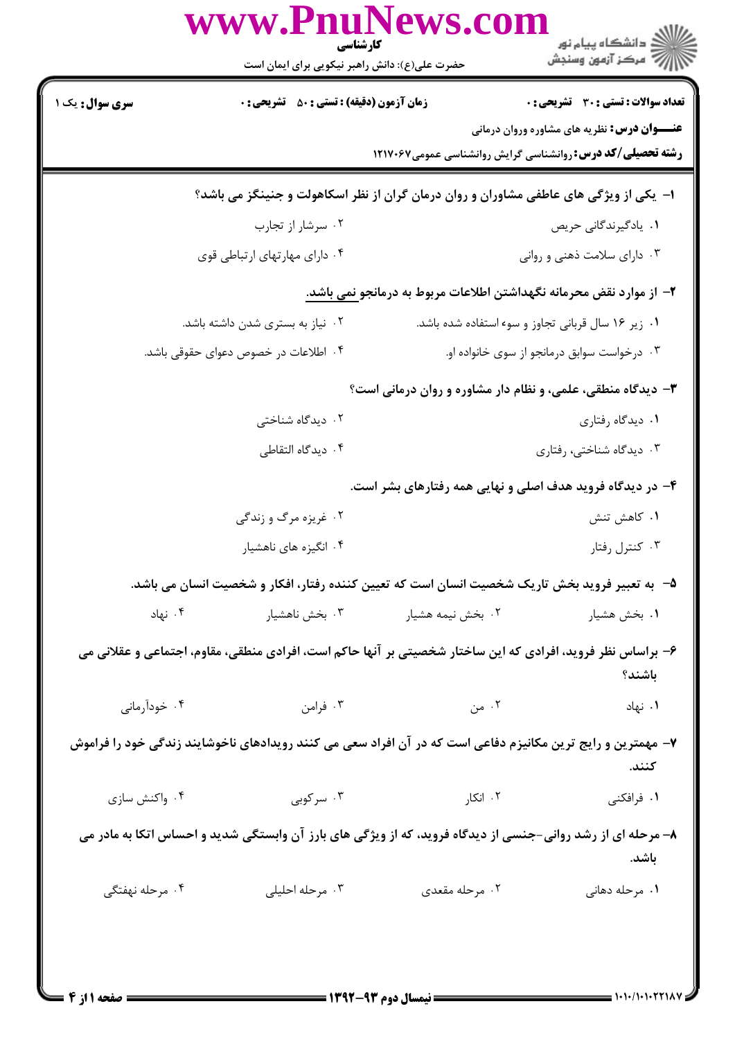کارشناسی

حضرت علی(ع): دانش راهبر نیکویی برای ایمان است

**سری سوال:** یک ۱

**زمان آزمون (دقیقه) : تستی : ۵۰ تشریحی : ۰**

**تعداد سوالات : تستی : ۳۰ تشریحی : ۰**

**عنـــوان درس:** نظریه های مشاوره وروان درمانی

**رشته تحصیلی/کد درس:** روانشناسی گرایش روانشناسی عمومی۱۲۱۷۰۶۷

**۱- یکی از ویژگی های عاطفی مشاوران و روان درمان گران از نظر اسکاهولت و جنینگز می باشد؟**

۱. یادگیرندگانی حریص
۲. سرشار از تجارب
۳. دارای سلامت ذهنی و روانی
۴. دارای مهارتهای ارتباطی قوی

**۲- از موارد نقض محرمانه نگهداشتن اطلاعات مربوط به درمانجو نمی باشد.**

۱. زیر ۱۶ سال قربانی تجاوز و سوء استفاده شده باشد.
۲. نیاز به بستری شدن داشته باشد.
۳. درخواست سوابق درمانجو از سوی خانواده او.
۴. اطلاعات در خصوص دعوای حقوقی باشد.

**۳- دیدگاه منطقی، علمی، و نظام دار مشاوره و روان درمانی است؟**

۱. دیدگاه رفتاری
۲. دیدگاه شناختی
۳. دیدگاه شناختی، رفتاری
۴. دیدگاه التقاطی

**۴- در دیدگاه فروید هدف اصلی و نهایی همه رفتارهای بشر است.**

۱. کاهش تنش
۲. غریزه مرگ و زندگی
۳. کنترل رفتار
۴. انگیزه های ناهشیار

**۵- به تعبیر فروید بخش تاریک شخصیت انسان است که تعیین کننده رفتار، افکار و شخصیت انسان می باشد.**

۱. بخش هشیار
۲. بخش نیمه هشیار
۳. بخش ناهشیار
۴. نهاد

**۶- براساس نظر فروید، افرادی که این ساختار شخصیتی بر آنها حاکم است، افرادی منطقی، مقاوم، اجتماعی و عقلانی می باشند؟**

۱. نهاد
۲. من
۳. فرامن
۴. خودآرمانی

**۷- مهمترین و رایج ترین مکانیزم دفاعی است که در آن افراد سعی می کنند رویدادهای ناخوشایند زندگی خود را فراموش کنند.**

۱. فرافکنی
۲. انکار
۳. سرکوبی
۴. واکنش سازی

**۸- مرحله ای از رشد روانی-جنسی از دیدگاه فروید، که از ویژگی های بارز آن وابستگی شدید و احساس اتکا به مادر می باشد.**

۱. مرحله دهانی
۲. مرحله مقعدی
۳. مرحله احلیلی
۴. مرحله نهفتگی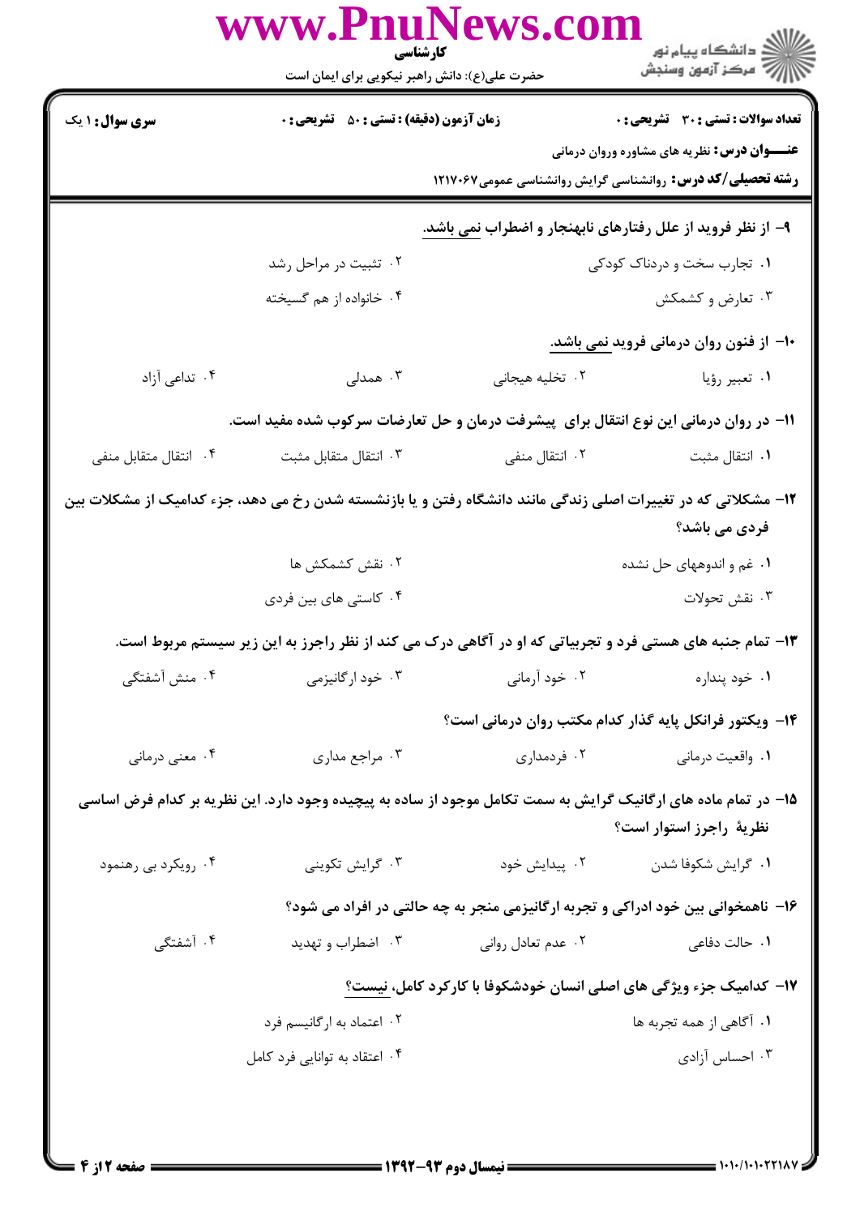**تعداد سوالات : تستی : ۳۰ تشریحی : ۰** | **زمان آزمون (دقیقه) : تستی : ۵۰ تشریحی : ۰** | **سری سوال : ۱ یک**

**عنـــوان درس:** نظریه های مشاوره وروان درمانی

**رشته تحصیلی/کد درس:** روانشناسی گرایش روانشناسی عمومی ۱۲۱۷۰۶۷

**۹- از نظر فروید از علل رفتارهای نابهنجار و اضطراب نمی باشد.**

۱. تجارب سخت و دردناک کودکی
۲. تثبیت در مراحل رشد
۳. تعارض و کشمکش
۴. خانواده از هم گسیخته

**۱۰- از فنون روان درمانی فروید نمی باشد.**

۱. تعبیر رؤیا
۲. تخلیه هیجانی
۳. همدلی
۴. تداعی آزاد

**۱۱- در روان درمانی این نوع انتقال برای پیشرفت درمان و حل تعارضات سرکوب شده مفید است.**

۱. انتقال مثبت
۲. انتقال منفی
۳. انتقال متقابل مثبت
۴. انتقال متقابل منفی

**۱۲- مشکلاتی که در تغییرات اصلی زندگی مانند دانشگاه رفتن و یا بازنشسته شدن رخ می دهد، جزء کدامیک از مشکلات بین فردی می باشد؟**

۱. غم و اندوههای حل نشده
۲. نقش کشمکش ها
۳. نقش تحولات
۴. کاستی های بین فردی

**۱۳- تمام جنبه های هستی فرد و تجربیاتی که او در آگاهی درک می کند از نظر راجرز به این زیر سیستم مربوط است.**

۱. خود پنداره
۲. خود آرمانی
۳. خود ارگانیزمی
۴. منش آشفتگی

**۱۴- ویکتور فرانکل پایه گذار کدام مکتب روان درمانی است؟**

۱. واقعیت درمانی
۲. فردمداری
۳. مراجع مداری
۴. معنی درمانی

**۱۵- در تمام ماده های ارگانیک گرایش به سمت تکامل موجود از ساده به پیچیده وجود دارد. این نظریه بر کدام فرض اساسی نظریهٔ راجرز استوار است؟**

۱. گرایش شکوفا شدن
۲. پیدایش خود
۳. گرایش تکوینی
۴. رویکرد بی رهنمود

**۱۶- ناهمخوانی بین خود ادراکی و تجربه ارگانیزمی منجر به چه حالتی در افراد می شود؟**

۱. حالت دفاعی
۲. عدم تعادل روانی
۳. اضطراب و تهدید
۴. آشفتگی

**۱۷- کدامیک جزء ویژگی های اصلی انسان خودشکوفا با کارکرد کامل، نیست؟**

۱. آگاهی از همه تجربه ها
۲. اعتماد به ارگانیسم فرد
۳. احساس آزادی
۴. اعتقاد به توانایی فرد کامل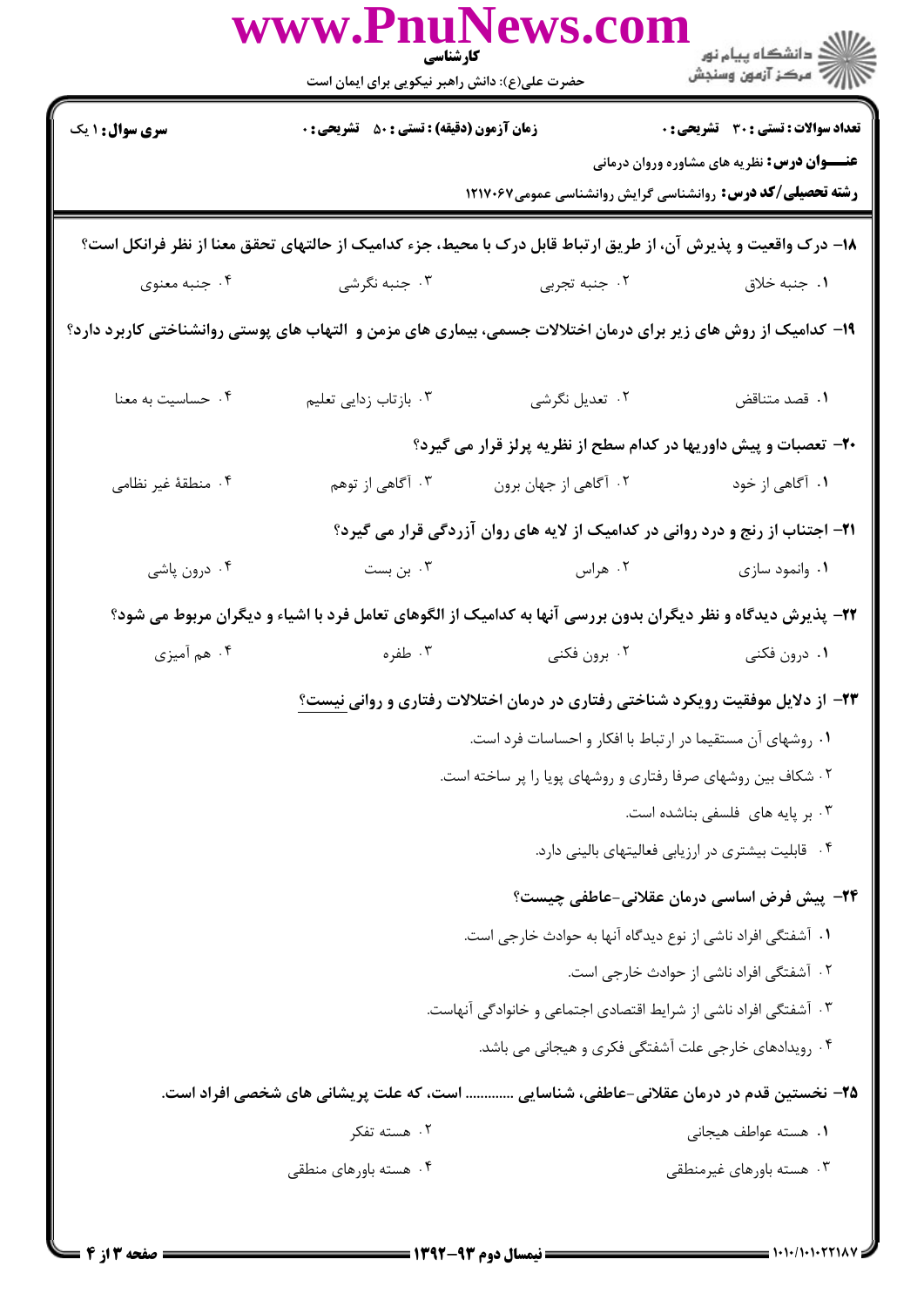**سری سوال:** ۱ یک

**زمان آزمون (دقیقه) : تستی : ۵۰ تشریحی : ۰**

**تعداد سوالات : تستی : ۳۰ تشریحی : ۰**

**عنـــوان درس:** نظریه های مشاوره وروان درمانی

**رشته تحصیلی/کد درس:** روانشناسی گرایش روانشناسی عمومی۱۲۱۷۰۶۷

**۱۸- درک واقعیت و پذیرش آن، از طریق ارتباط قابل درک با محیط، جزء کدامیک از حالتهای تحقق معنا از نظر فرانکل است؟**

۱. جنبه خلاق
۲. جنبه تجربی
۳. جنبه نگرشی
۴. جنبه معنوی

**۱۹- کدامیک از روش های زیر برای درمان اختلالات جسمی، بیماری های مزمن و التهاب های پوستی روانشناختی کاربرد دارد؟**

۱. قصد متناقض
۲. تعدیل نگرشی
۳. بازتاب زدایی تعلیم
۴. حساسیت به معنا

**۲۰- تعصبات و پیش داوریها در کدام سطح از نظریه پرلز قرار می گیرد؟**

۱. آگاهی از خود
۲. آگاهی از جهان برون
۳. آگاهی از توهم
۴. منطقهٔ غیر نظامی

**۲۱- اجتناب از رنج و درد روانی در کدامیک از لایه های روان آزردگی قرار می گیرد؟**

۱. وانمود سازی
۲. هراس
۳. بن بست
۴. درون پاشی

**۲۲- پذیرش دیدگاه و نظر دیگران بدون بررسی آنها به کدامیک از الگوهای تعامل فرد با اشیاء و دیگران مربوط می شود؟**

۱. درون فکنی
۲. برون فکنی
۳. طفره
۴. هم آمیزی

**۲۳- از دلایل موفقیت رویکرد شناختی رفتاری در درمان اختلالات رفتاری و روانی نیست؟**

۱. روشهای آن مستقیما در ارتباط با افکار و احساسات فرد است.
۲. شکاف بین روشهای صرفا رفتاری و روشهای پویا را پر ساخته است.
۳. بر پایه های فلسفی بناشده است.
۴. قابلیت بیشتری در ارزیابی فعالیتهای بالینی دارد.

**۲۴- پیش فرض اساسی درمان عقلانی-عاطفی چیست؟**

۱. آشفتگی افراد ناشی از نوع دیدگاه آنها به حوادث خارجی است.
۲. آشفتگی افراد ناشی از حوادث خارجی است.
۳. آشفتگی افراد ناشی از شرایط اقتصادی اجتماعی و خانوادگی آنهاست.
۴. رویدادهای خارجی علت آشفتگی فکری و هیجانی می باشد.

**۲۵- نخستین قدم در درمان عقلانی-عاطفی، شناسایی ............ است، که علت پریشانی های شخصی افراد است.**

۱. هسته عواطف هیجانی
۲. هسته تفکر
۳. هسته باورهای غیرمنطقی
۴. هسته باورهای منطقی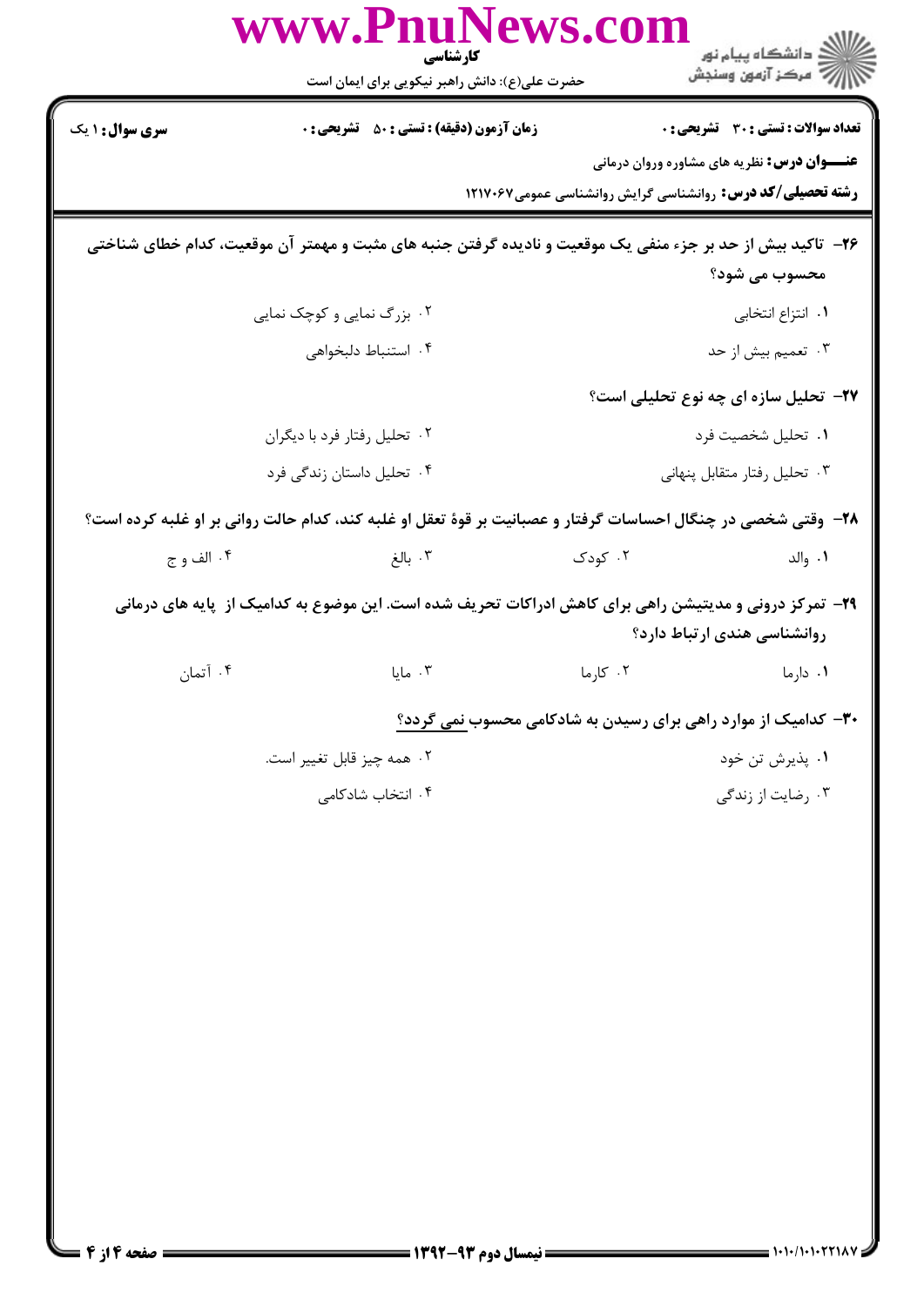۲۶- تاکید بیش از حد بر جزء منفی یک موقعیت و نادیده گرفتن جنبه های مثبت و مهمتر آن موقعیت، کدام خطای شناختی محسوب می شود؟

۱. انتزاع انتخابی

۲. بزرگ نمایی و کوچک نمایی

۳. تعمیم بیش از حد

۴. استنباط دلبخواهی

۲۷- تحلیل سازه ای چه نوع تحلیلی است؟

۱. تحلیل شخصیت فرد

۲. تحلیل رفتار فرد با دیگران

۳. تحلیل رفتار متقابل پنهانی

۴. تحلیل داستان زندگی فرد

۲۸- وقتی شخصی در چنگال احساسات گرفتار و عصبانیت بر قوهٔ تعقل او غلبه کند، کدام حالت روانی بر او غلبه کرده است؟

۱. والد

۲. کودک

۳. بالغ

۴. الف و ج

۲۹- تمرکز درونی و مدیتیشن راهی برای کاهش ادراکات تحریف شده است. این موضوع به کدامیک از پایه های درمانی روانشناسی هندی ارتباط دارد؟

۱. دارما

۲. کارما

۳. مایا

۴. آتمان

۳۰- کدامیک از موارد راهی برای رسیدن به شادکامی محسوب نمی گردد؟

۱. پذیرش تن خود

۲. همه چیز قابل تغییر است.

۳. رضایت از زندگی

۴. انتخاب شادکامی